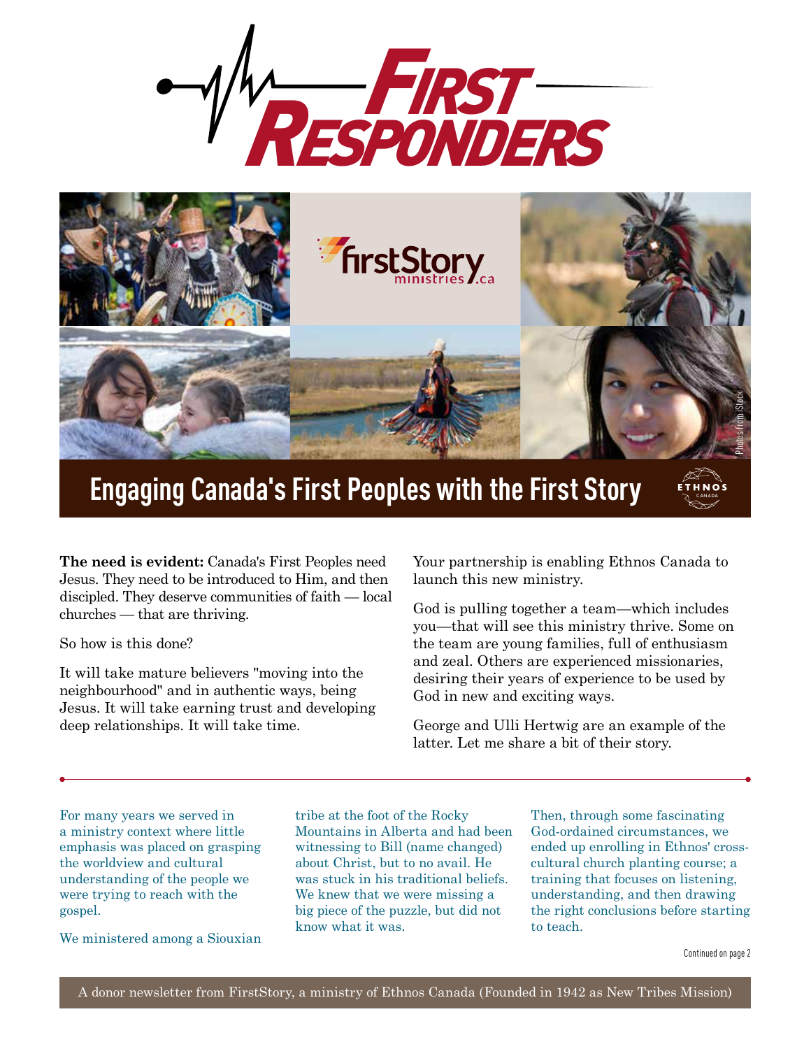# First Responders

firstStory ministries .ca

Photos from iStock

## Engaging Canada's First Peoples with the First Story

ETHNOS CANADA

**The need is evident:** Canada's First Peoples need Jesus. They need to be introduced to Him, and then discipled. They deserve communities of faith — local churches — that are thriving.

So how is this done?

It will take mature believers "moving into the neighbourhood" and in authentic ways, being Jesus. It will take earning trust and developing deep relationships. It will take time.

Your partnership is enabling Ethnos Canada to launch this new ministry.

God is pulling together a team—which includes you—that will see this ministry thrive. Some on the team are young families, full of enthusiasm and zeal. Others are experienced missionaries, desiring their years of experience to be used by God in new and exciting ways.

George and Ulli Hertwig are an example of the latter. Let me share a bit of their story.

---

For many years we served in a ministry context where little emphasis was placed on grasping the worldview and cultural understanding of the people we were trying to reach with the gospel.

We ministered among a Siouxian tribe at the foot of the Rocky Mountains in Alberta and had been witnessing to Bill (name changed) about Christ, but to no avail. He was stuck in his traditional beliefs. We knew that we were missing a big piece of the puzzle, but did not know what it was.

Then, through some fascinating God-ordained circumstances, we ended up enrolling in Ethnos' cross-cultural church planting course; a training that focuses on listening, understanding, and then drawing the right conclusions before starting to teach.

Continued on page 2

A donor newsletter from FirstStory, a ministry of Ethnos Canada (Founded in 1942 as New Tribes Mission)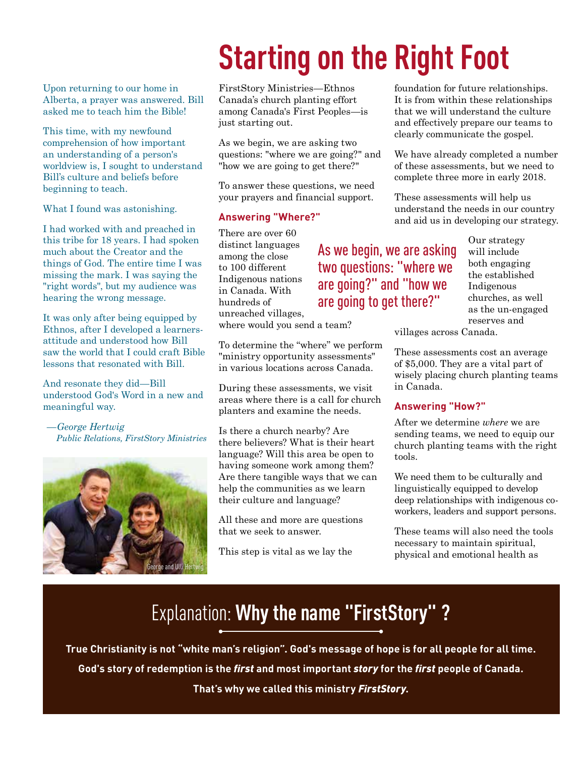Upon returning to our home in Alberta, a prayer was answered. Bill asked me to teach him the Bible!

This time, with my newfound comprehension of how important an understanding of a person's worldview is, I sought to understand Bill's culture and beliefs before beginning to teach.

What I found was astonishing.

I had worked with and preached in this tribe for 18 years. I had spoken much about the Creator and the things of God. The entire time I was missing the mark. I was saying the "right words", but my audience was hearing the wrong message.

It was only after being equipped by Ethnos, after I developed a learners-attitude and understood how Bill saw the world that I could craft Bible lessons that resonated with Bill.

And resonate they did—Bill understood God's Word in a new and meaningful way.

—*George Hertwig*
*Public Relations, FirstStory Ministries*

George and Ulli Hertwig

# Starting on the Right Foot

FirstStory Ministries—Ethnos Canada's church planting effort among Canada's First Peoples—is just starting out.

As we begin, we are asking two questions: "where we are going?" and "how we are going to get there?"

To answer these questions, we need your prayers and financial support.

### Answering "Where?"

There are over 60 distinct languages among the close to 100 different Indigenous nations in Canada. With hundreds of unreached villages, where would you send a team?

To determine the "where" we perform "ministry opportunity assessments" in various locations across Canada.

During these assessments, we visit areas where there is a call for church planters and examine the needs.

Is there a church nearby? Are there believers? What is their heart language? Will this area be open to having someone work among them? Are there tangible ways that we can help the communities as we learn their culture and language?

All these and more are questions that we seek to answer.

This step is vital as we lay the foundation for future relationships. It is from within these relationships that we will understand the culture and effectively prepare our teams to clearly communicate the gospel.

We have already completed a number of these assessments, but we need to complete three more in early 2018.

These assessments will help us understand the needs in our country and aid us in developing our strategy.

> As we begin, we are asking two questions: "where we are going?" and "how we are going to get there?"

Our strategy will include both engaging the established Indigenous churches, as well as the un-engaged reserves and villages across Canada.

These assessments cost an average of $5,000. They are a vital part of wisely placing church planting teams in Canada.

### Answering "How?"

After we determine *where* we are sending teams, we need to equip our church planting teams with the right tools.

We need them to be culturally and linguistically equipped to develop deep relationships with indigenous co-workers, leaders and support persons.

These teams will also need the tools necessary to maintain spiritual, physical and emotional health as

## Explanation: **Why the name "FirstStory" ?**

**True Christianity is not "white man's religion". God's message of hope is for all people for all time.**

**God's story of redemption is the *first* and most important *story* for the *first* people of Canada.**

**That's why we called this ministry *FirstStory*.**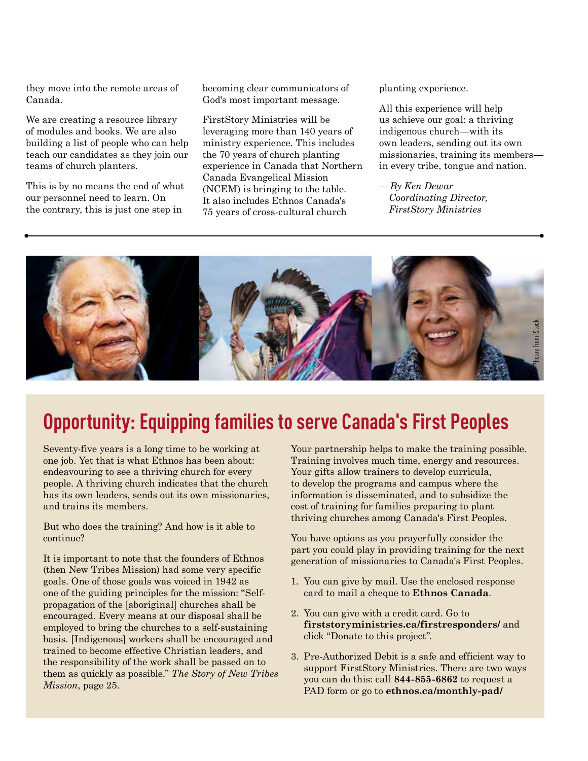they move into the remote areas of Canada.

We are creating a resource library of modules and books. We are also building a list of people who can help teach our candidates as they join our teams of church planters.

This is by no means the end of what our personnel need to learn. On the contrary, this is just one step in becoming clear communicators of God's most important message.

FirstStory Ministries will be leveraging more than 140 years of ministry experience. This includes the 70 years of church planting experience in Canada that Northern Canada Evangelical Mission (NCEM) is bringing to the table. It also includes Ethnos Canada's 75 years of cross-cultural church planting experience.

All this experience will help us achieve our goal: a thriving indigenous church—with its own leaders, sending out its own missionaries, training its members—in every tribe, tongue and nation.

—*By Ken Dewar*
*Coordinating Director, FirstStory Ministries*

---

Photos from iStock

## Opportunity: Equipping families to serve Canada's First Peoples

Seventy-five years is a long time to be working at one job. Yet that is what Ethnos has been about: endeavouring to see a thriving church for every people. A thriving church indicates that the church has its own leaders, sends out its own missionaries, and trains its members.

But who does the training? And how is it able to continue?

It is important to note that the founders of Ethnos (then New Tribes Mission) had some very specific goals. One of those goals was voiced in 1942 as one of the guiding principles for the mission: "Self-propagation of the [aboriginal] churches shall be encouraged. Every means at our disposal shall be employed to bring the churches to a self-sustaining basis. [Indigenous] workers shall be encouraged and trained to become effective Christian leaders, and the responsibility of the work shall be passed on to them as quickly as possible." *The Story of New Tribes Mission*, page 25.

Your partnership helps to make the training possible. Training involves much time, energy and resources. Your gifts allow trainers to develop curricula, to develop the programs and campus where the information is disseminated, and to subsidize the cost of training for families preparing to plant thriving churches among Canada's First Peoples.

You have options as you prayerfully consider the part you could play in providing training for the next generation of missionaries to Canada's First Peoples.

1. You can give by mail. Use the enclosed response card to mail a cheque to **Ethnos Canada**.
2. You can give with a credit card. Go to **firststoryministries.ca/firstresponders/** and click "Donate to this project".
3. Pre-Authorized Debit is a safe and efficient way to support FirstStory Ministries. There are two ways you can do this: call **844-855-6862** to request a PAD form or go to **ethnos.ca/monthly-pad/**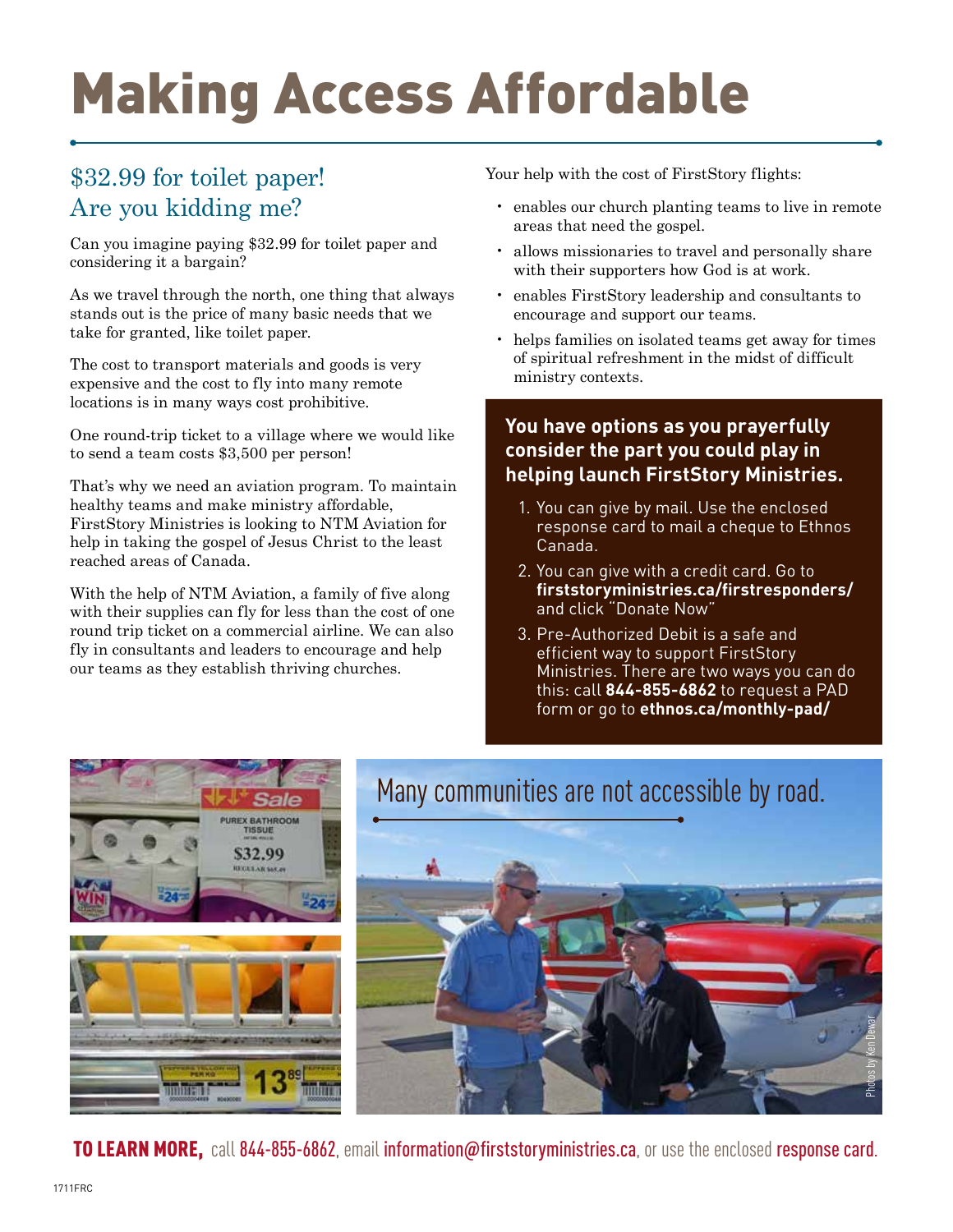# Making Access Affordable

## $32.99 for toilet paper! Are you kidding me?

Can you imagine paying $32.99 for toilet paper and considering it a bargain?

As we travel through the north, one thing that always stands out is the price of many basic needs that we take for granted, like toilet paper.

The cost to transport materials and goods is very expensive and the cost to fly into many remote locations is in many ways cost prohibitive.

One round-trip ticket to a village where we would like to send a team costs $3,500 per person!

That's why we need an aviation program. To maintain healthy teams and make ministry affordable, FirstStory Ministries is looking to NTM Aviation for help in taking the gospel of Jesus Christ to the least reached areas of Canada.

With the help of NTM Aviation, a family of five along with their supplies can fly for less than the cost of one round trip ticket on a commercial airline. We can also fly in consultants and leaders to encourage and help our teams as they establish thriving churches.

Your help with the cost of FirstStory flights:

- enables our church planting teams to live in remote areas that need the gospel.
- allows missionaries to travel and personally share with their supporters how God is at work.
- enables FirstStory leadership and consultants to encourage and support our teams.
- helps families on isolated teams get away for times of spiritual refreshment in the midst of difficult ministry contexts.

**You have options as you prayerfully consider the part you could play in helping launch FirstStory Ministries.**

1. You can give by mail. Use the enclosed response card to mail a cheque to Ethnos Canada.
2. You can give with a credit card. Go to **firststoryministries.ca/firstresponders/** and click "Donate Now"
3. Pre-Authorized Debit is a safe and efficient way to support FirstStory Ministries. There are two ways you can do this: call **844-855-6862** to request a PAD form or go to **ethnos.ca/monthly-pad/**

Many communities are not accessible by road.

Photos by Ken Dewar

**TO LEARN MORE,** call 844-855-6862, email information@firststoryministries.ca, or use the enclosed response card.

1711FRC